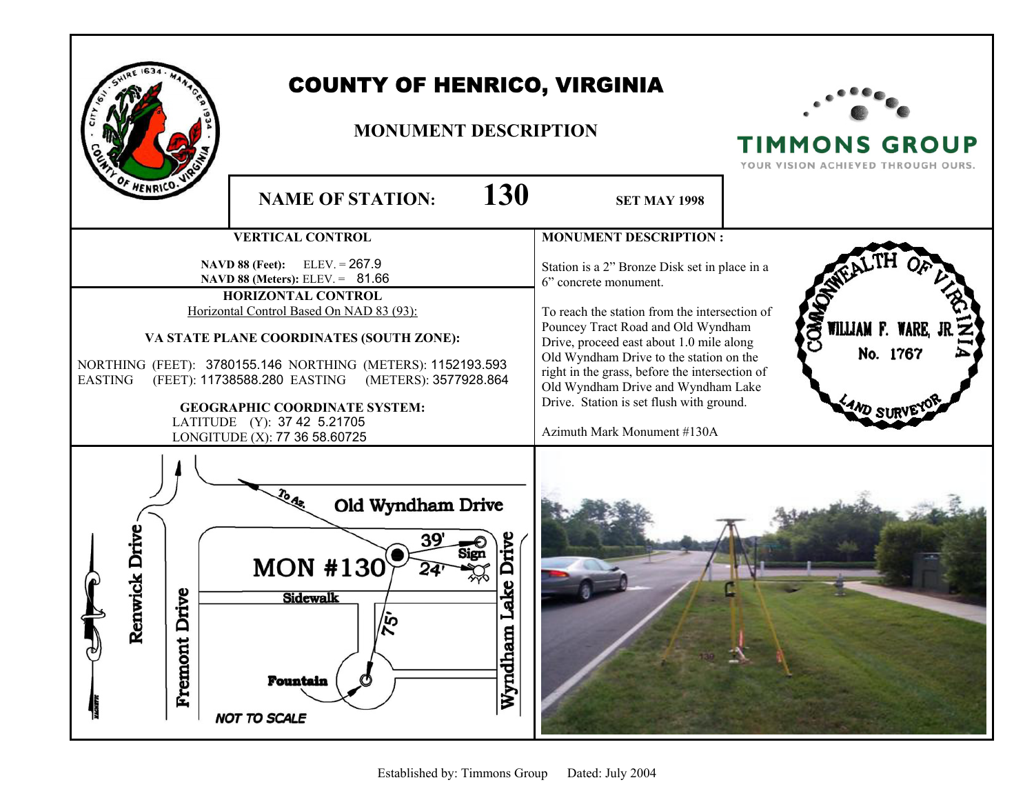# COUNTY OF HENRICO, VIRGINIA

## MONUMENT DESCRIPTION

TIMMONS GROUP
YOUR VISION ACHIEVED THROUGH OURS.

**NAME OF STATION: 130** **SET MAY 1998**

### VERTICAL CONTROL

**NAVD 88 (Feet):** ELEV. = 267.9
**NAVD 88 (Meters):** ELEV. = 81.66

### HORIZONTAL CONTROL

Horizontal Control Based On NAD 83 (93):

**VA STATE PLANE COORDINATES (SOUTH ZONE):**

NORTHING (FEET): 3780155.146 NORTHING (METERS): 1152193.593
EASTING (FEET): 11738588.280 EASTING (METERS): 3577928.864

**GEOGRAPHIC COORDINATE SYSTEM:**

LATITUDE (Y): 37 42 5.21705
LONGITUDE (X): 77 36 58.60725

### MONUMENT DESCRIPTION :

Station is a 2" Bronze Disk set in place in a 6" concrete monument.

To reach the station from the intersection of Pouncey Tract Road and Old Wyndham Drive, proceed east about 1.0 mile along Old Wyndham Drive to the station on the right in the grass, before the intersection of Old Wyndham Drive and Wyndham Lake Drive. Station is set flush with ground.

Azimuth Mark Monument #130A

COMMONWEALTH OF VIRGINIA
WILLIAM F. WARE, JR.
No. 1767
LAND SURVEYOR

Old Wyndham Drive
To Az.
MON #130
39'
Sign
24'
Sidewalk
75'
Fountain
Renwick Drive
Fremont Drive
Wyndham Lake Drive
NOT TO SCALE

Established by: Timmons Group Dated: July 2004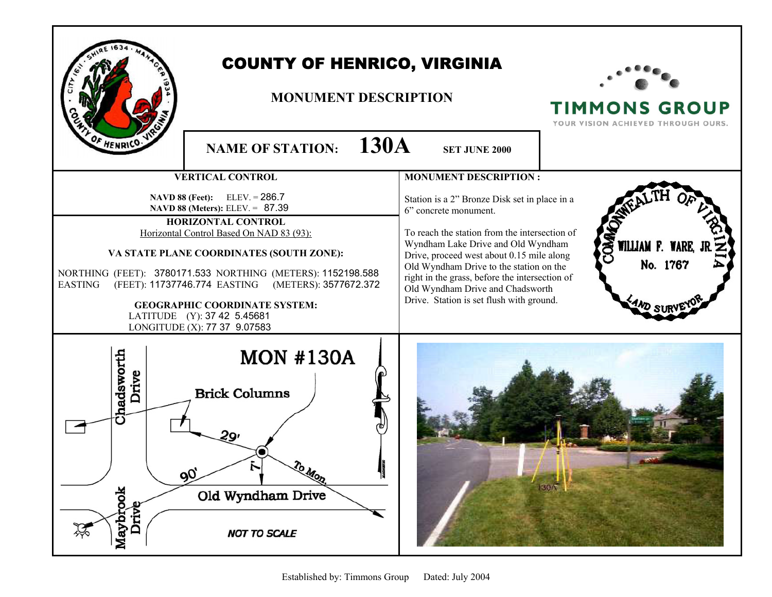# COUNTY OF HENRICO, VIRGINIA

## MONUMENT DESCRIPTION

TIMMONS GROUP
YOUR VISION ACHIEVED THROUGH OURS.

**NAME OF STATION: 130A** **SET JUNE 2000**

### VERTICAL CONTROL

**NAVD 88 (Feet):** ELEV. = 286.7
**NAVD 88 (Meters):** ELEV. = 87.39

### HORIZONTAL CONTROL

Horizontal Control Based On NAD 83 (93):

**VA STATE PLANE COORDINATES (SOUTH ZONE):**

NORTHING (FEET): 3780171.533 NORTHING (METERS): 1152198.588
EASTING (FEET): 11737746.774 EASTING (METERS): 3577672.372

**GEOGRAPHIC COORDINATE SYSTEM:**

LATITUDE (Y): 37 42 5.45681
LONGITUDE (X): 77 37 9.07583

### MONUMENT DESCRIPTION :

Station is a 2" Bronze Disk set in place in a 6" concrete monument.

To reach the station from the intersection of Wyndham Lake Drive and Old Wyndham Drive, proceed west about 0.15 mile along Old Wyndham Drive to the station on the right in the grass, before the intersection of Old Wyndham Drive and Chadsworth Drive. Station is set flush with ground.

COMMONWEALTH OF VIRGINIA
WILLIAM F. WARE, JR.
No. 1767
LAND SURVEYOR

MON #130A
Brick Columns
Chadsworth Drive
29'
90'
7'
To Mon.
Old Wyndham Drive
Maybrook Drive
NOT TO SCALE

Established by: Timmons Group Dated: July 2004